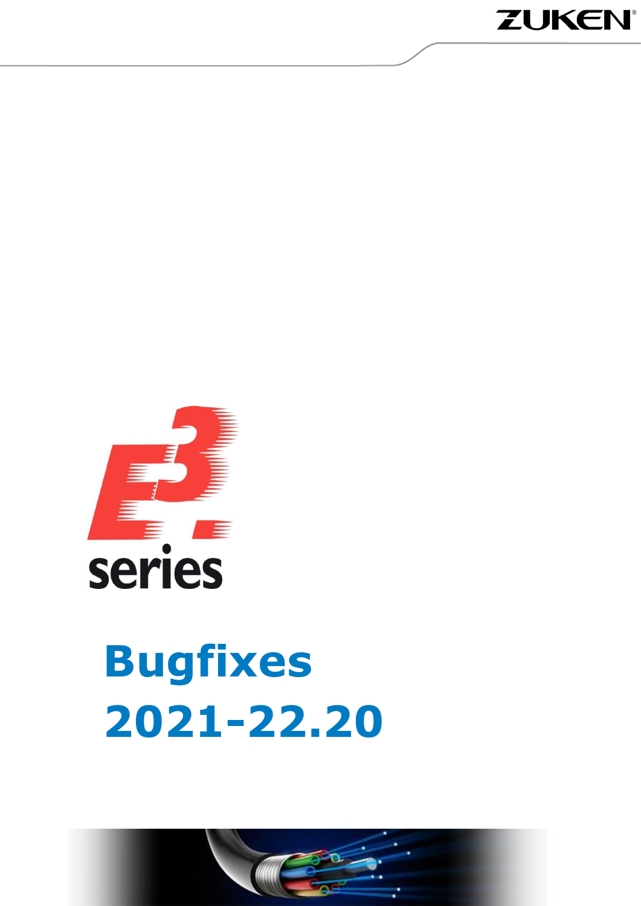ZUKEN

E3.series

# Bugfixes 2021-22.20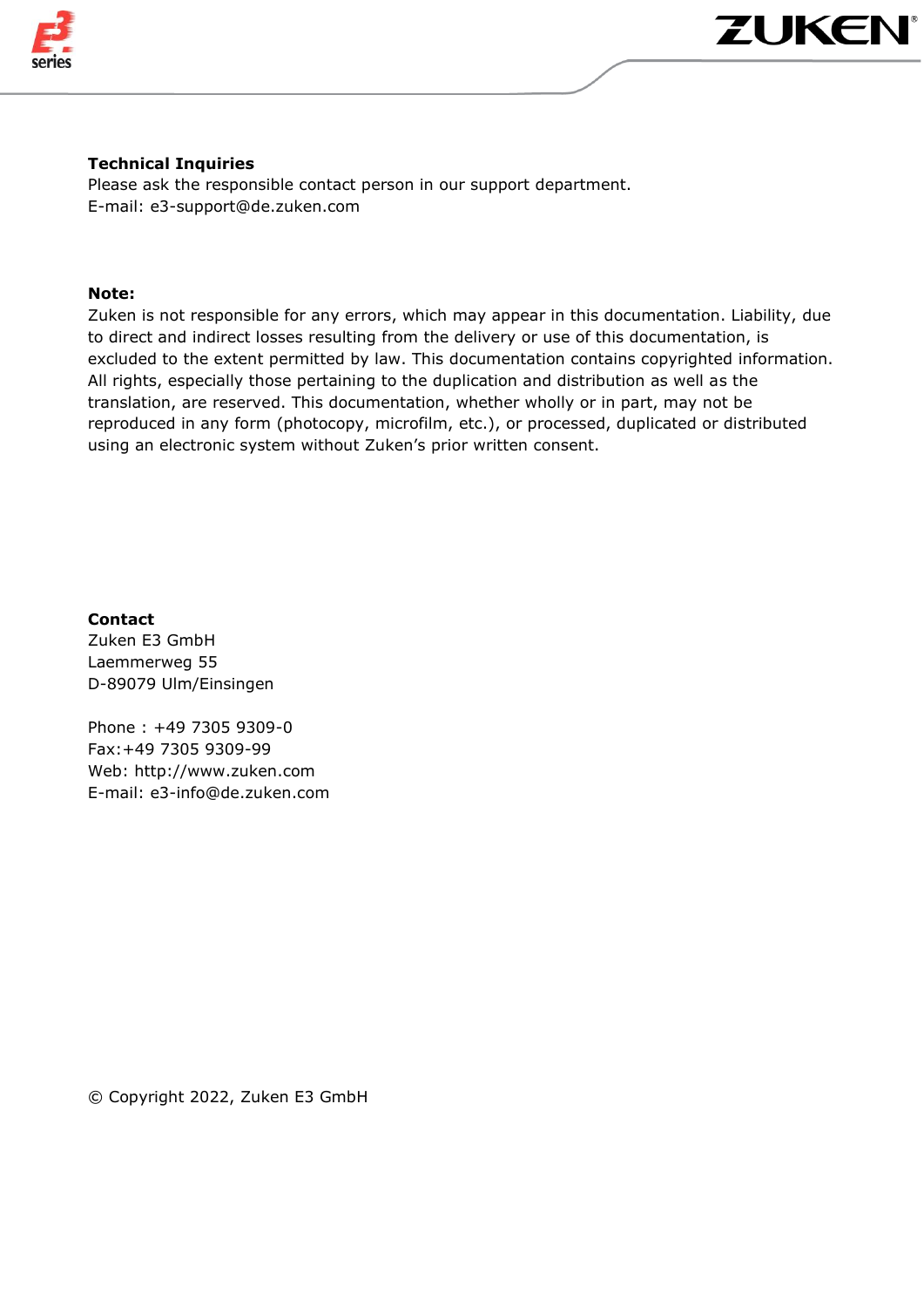**Technical Inquiries**
Please ask the responsible contact person in our support department.
E-mail: e3-support@de.zuken.com

**Note:**
Zuken is not responsible for any errors, which may appear in this documentation. Liability, due to direct and indirect losses resulting from the delivery or use of this documentation, is excluded to the extent permitted by law. This documentation contains copyrighted information. All rights, especially those pertaining to the duplication and distribution as well as the translation, are reserved. This documentation, whether wholly or in part, may not be reproduced in any form (photocopy, microfilm, etc.), or processed, duplicated or distributed using an electronic system without Zuken's prior written consent.

**Contact**
Zuken E3 GmbH
Laemmerweg 55
D-89079 Ulm/Einsingen

Phone : +49 7305 9309-0
Fax:+49 7305 9309-99
Web: http://www.zuken.com
E-mail: e3-info@de.zuken.com

© Copyright 2022, Zuken E3 GmbH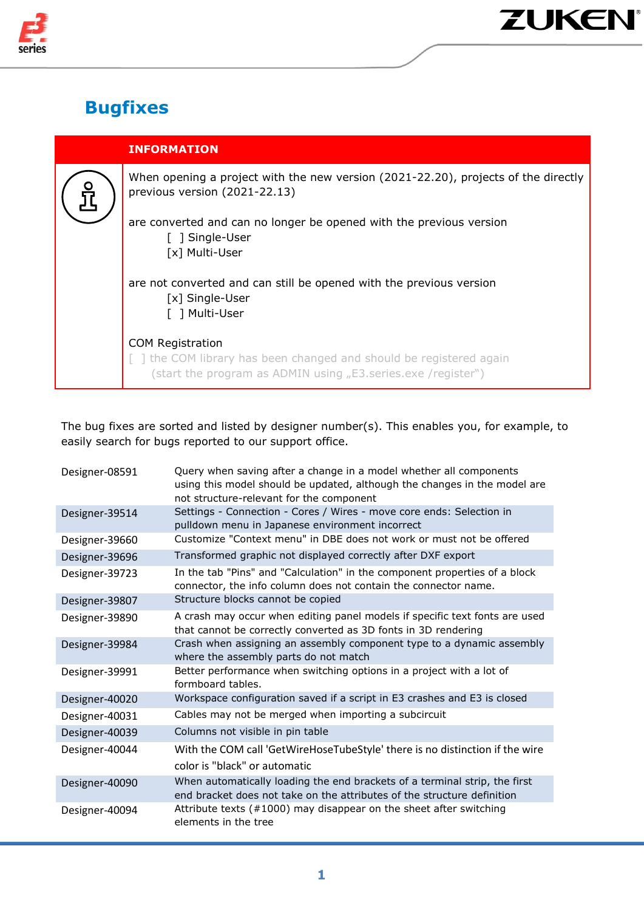## Bugfixes

| INFORMATION |
|---|
| When opening a project with the new version (2021-22.20), projects of the directly previous version (2021-22.13) |
| are converted and can no longer be opened with the previous version<br>[ ] Single-User<br>[x] Multi-User |
| are not converted and can still be opened with the previous version<br>[x] Single-User<br>[ ] Multi-User |
| COM Registration<br>[ ] the COM library has been changed and should be registered again<br>(start the program as ADMIN using „E3.series.exe /register“) |

The bug fixes are sorted and listed by designer number(s). This enables you, for example, to easily search for bugs reported to our support office.

| | |
|---|---|
| Designer-08591 | Query when saving after a change in a model whether all components using this model should be updated, although the changes in the model are not structure-relevant for the component |
| Designer-39514 | Settings - Connection - Cores / Wires - move core ends: Selection in pulldown menu in Japanese environment incorrect |
| Designer-39660 | Customize "Context menu" in DBE does not work or must not be offered |
| Designer-39696 | Transformed graphic not displayed correctly after DXF export |
| Designer-39723 | In the tab "Pins" and "Calculation" in the component properties of a block connector, the info column does not contain the connector name. |
| Designer-39807 | Structure blocks cannot be copied |
| Designer-39890 | A crash may occur when editing panel models if specific text fonts are used that cannot be correctly converted as 3D fonts in 3D rendering |
| Designer-39984 | Crash when assigning an assembly component type to a dynamic assembly where the assembly parts do not match |
| Designer-39991 | Better performance when switching options in a project with a lot of formboard tables. |
| Designer-40020 | Workspace configuration saved if a script in E3 crashes and E3 is closed |
| Designer-40031 | Cables may not be merged when importing a subcircuit |
| Designer-40039 | Columns not visible in pin table |
| Designer-40044 | With the COM call 'GetWireHoseTubeStyle' there is no distinction if the wire color is "black" or automatic |
| Designer-40090 | When automatically loading the end brackets of a terminal strip, the first end bracket does not take on the attributes of the structure definition |
| Designer-40094 | Attribute texts (#1000) may disappear on the sheet after switching elements in the tree |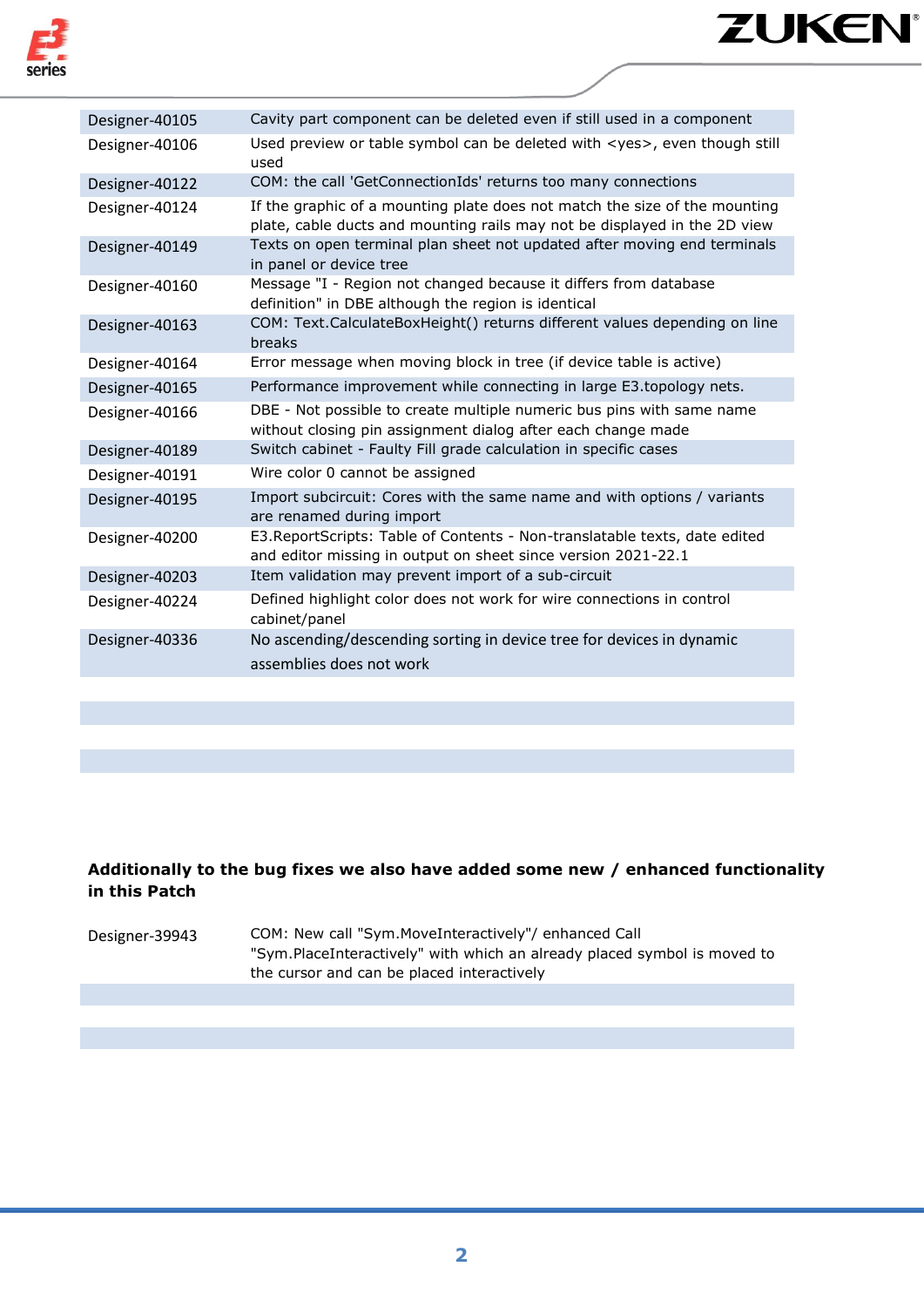| | |
|---|---|
| Designer-40105 | Cavity part component can be deleted even if still used in a component |
| Designer-40106 | Used preview or table symbol can be deleted with <yes>, even though still used |
| Designer-40122 | COM: the call 'GetConnectionIds' returns too many connections |
| Designer-40124 | If the graphic of a mounting plate does not match the size of the mounting plate, cable ducts and mounting rails may not be displayed in the 2D view |
| Designer-40149 | Texts on open terminal plan sheet not updated after moving end terminals in panel or device tree |
| Designer-40160 | Message "I - Region not changed because it differs from database definition" in DBE although the region is identical |
| Designer-40163 | COM: Text.CalculateBoxHeight() returns different values depending on line breaks |
| Designer-40164 | Error message when moving block in tree (if device table is active) |
| Designer-40165 | Performance improvement while connecting in large E3.topology nets. |
| Designer-40166 | DBE - Not possible to create multiple numeric bus pins with same name without closing pin assignment dialog after each change made |
| Designer-40189 | Switch cabinet - Faulty Fill grade calculation in specific cases |
| Designer-40191 | Wire color 0 cannot be assigned |
| Designer-40195 | Import subcircuit: Cores with the same name and with options / variants are renamed during import |
| Designer-40200 | E3.ReportScripts: Table of Contents - Non-translatable texts, date edited and editor missing in output on sheet since version 2021-22.1 |
| Designer-40203 | Item validation may prevent import of a sub-circuit |
| Designer-40224 | Defined highlight color does not work for wire connections in control cabinet/panel |
| Designer-40336 | No ascending/descending sorting in device tree for devices in dynamic assemblies does not work |

**Additionally to the bug fixes we also have added some new / enhanced functionality in this Patch**

| | |
|---|---|
| Designer-39943 | COM: New call "Sym.MoveInteractively"/ enhanced Call "Sym.PlaceInteractively" with which an already placed symbol is moved to the cursor and can be placed interactively |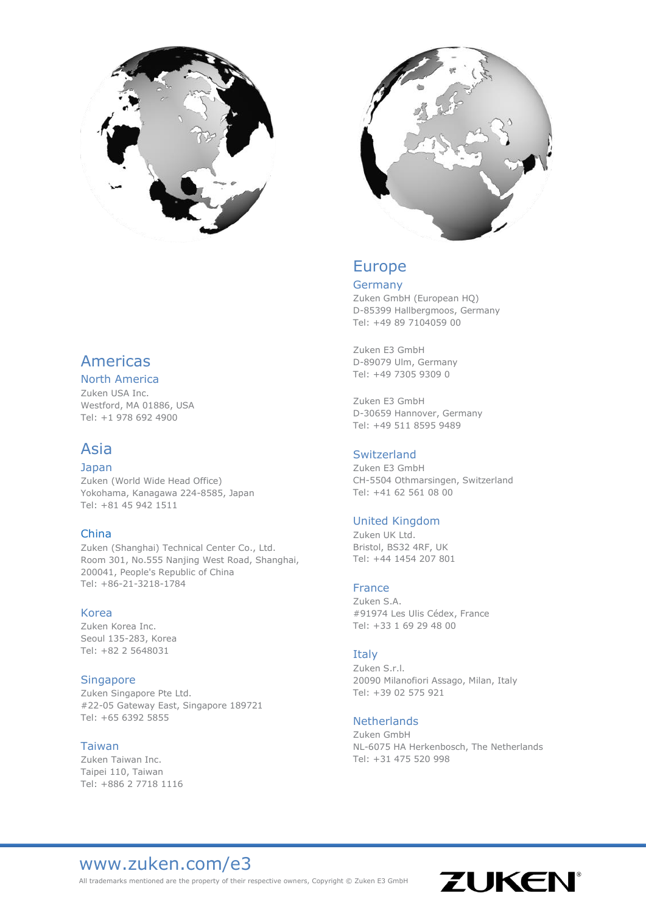## Americas

### North America

Zuken USA Inc.
Westford, MA 01886, USA
Tel: +1 978 692 4900

## Asia

### Japan

Zuken (World Wide Head Office)
Yokohama, Kanagawa 224-8585, Japan
Tel: +81 45 942 1511

### China

Zuken (Shanghai) Technical Center Co., Ltd.
Room 301, No.555 Nanjing West Road, Shanghai,
200041, People's Republic of China
Tel: +86-21-3218-1784

### Korea

Zuken Korea Inc.
Seoul 135-283, Korea
Tel: +82 2 5648031

### Singapore

Zuken Singapore Pte Ltd.
#22-05 Gateway East, Singapore 189721
Tel: +65 6392 5855

### Taiwan

Zuken Taiwan Inc.
Taipei 110, Taiwan
Tel: +886 2 7718 1116

## Europe

### Germany

Zuken GmbH (European HQ)
D-85399 Hallbergmoos, Germany
Tel: +49 89 7104059 00

Zuken E3 GmbH
D-89079 Ulm, Germany
Tel: +49 7305 9309 0

Zuken E3 GmbH
D-30659 Hannover, Germany
Tel: +49 511 8595 9489

### Switzerland

Zuken E3 GmbH
CH-5504 Othmarsingen, Switzerland
Tel: +41 62 561 08 00

### United Kingdom

Zuken UK Ltd.
Bristol, BS32 4RF, UK
Tel: +44 1454 207 801

### France

Zuken S.A.
#91974 Les Ulis Cédex, France
Tel: +33 1 69 29 48 00

### Italy

Zuken S.r.l.
20090 Milanofiori Assago, Milan, Italy
Tel: +39 02 575 921

### Netherlands

Zuken GmbH
NL-6075 HA Herkenbosch, The Netherlands
Tel: +31 475 520 998

www.zuken.com/e3

All trademarks mentioned are the property of their respective owners, Copyright © Zuken E3 GmbH

ZUKEN®